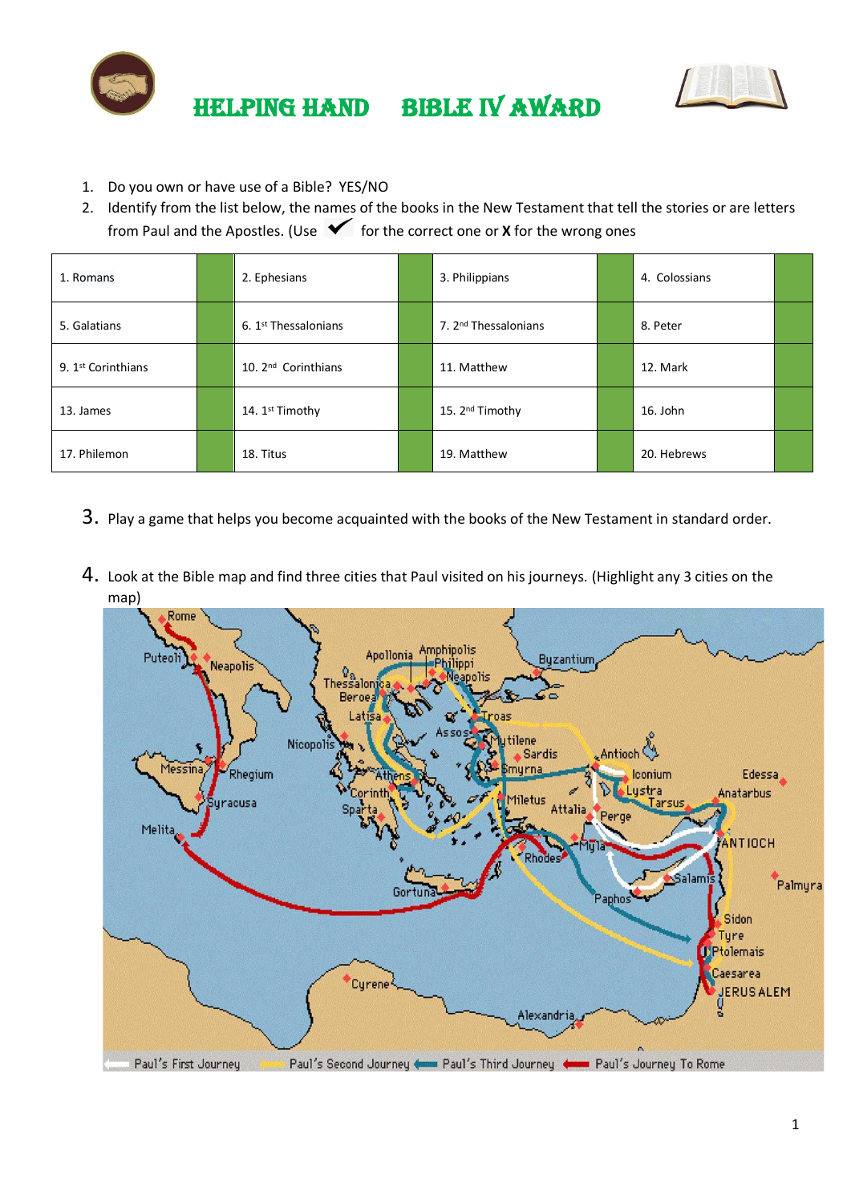# HELPING HAND BIBLE IV AWARD

1. Do you own or have use of a Bible? YES/NO
2. Identify from the list below, the names of the books in the New Testament that tell the stories or are letters from Paul and the Apostles. (Use ✔ for the correct one or **X** for the wrong ones

| 1. Romans | | 2. Ephesians | | 3. Philippians | | 4. Colossians | |
|---|---|---|---|---|---|---|---|
| 5. Galatians | | 6. 1st Thessalonians | | 7. 2nd Thessalonians | | 8. Peter | |
| 9. 1st Corinthians | | 10. 2nd Corinthians | | 11. Matthew | | 12. Mark | |
| 13. James | | 14. 1st Timothy | | 15. 2nd Timothy | | 16. John | |
| 17. Philemon | | 18. Titus | | 19. Matthew | | 20. Hebrews | |

3. Play a game that helps you become acquainted with the books of the New Testament in standard order.

4. Look at the Bible map and find three cities that Paul visited on his journeys. (Highlight any 3 cities on the map)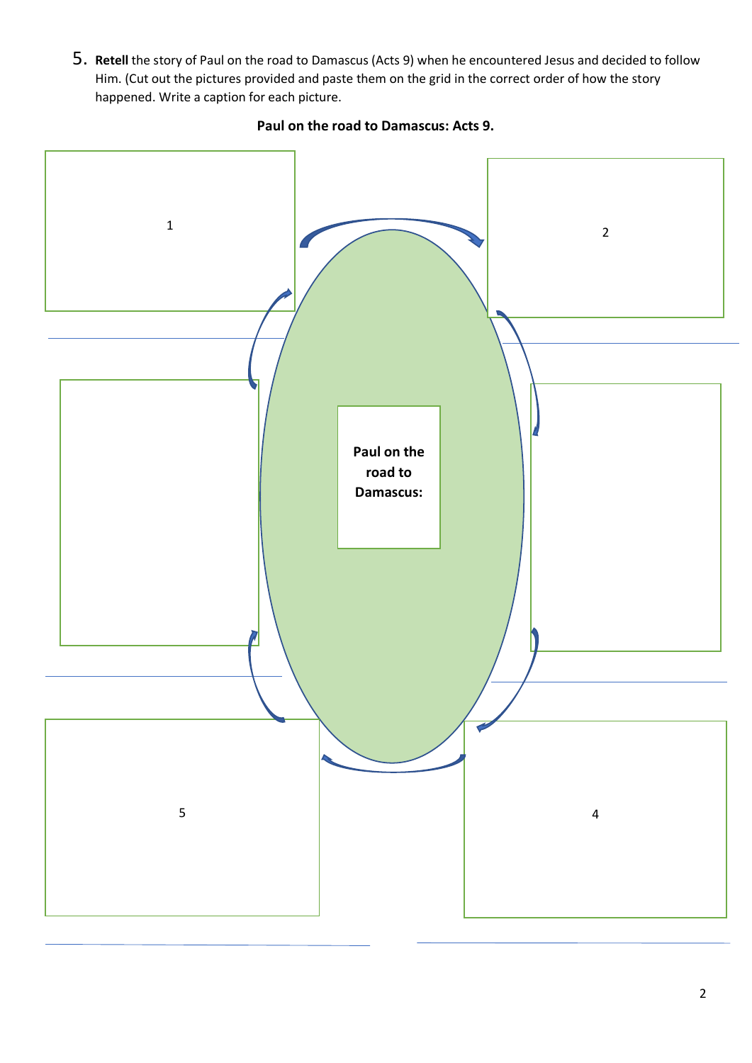5. **Retell** the story of Paul on the road to Damascus (Acts 9) when he encountered Jesus and decided to follow Him. (Cut out the pictures provided and paste them on the grid in the correct order of how the story happened. Write a caption for each picture.

**Paul on the road to Damascus: Acts 9.**

1

2

**Paul on the road to Damascus:**

5

4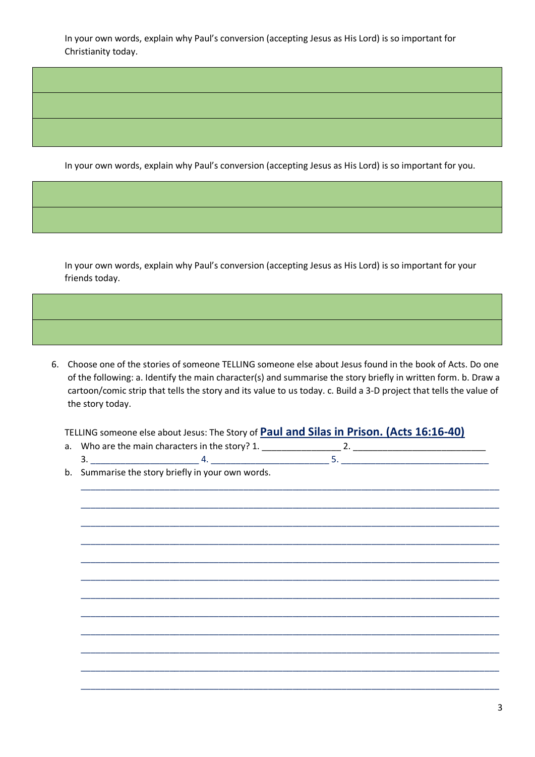In your own words, explain why Paul's conversion (accepting Jesus as His Lord) is so important for Christianity today.

| |
|---|
| |
| |
| |

In your own words, explain why Paul's conversion (accepting Jesus as His Lord) is so important for you.

| |
|---|
| |
| |

In your own words, explain why Paul's conversion (accepting Jesus as His Lord) is so important for your friends today.

| |
|---|
| |
| |

6. Choose one of the stories of someone TELLING someone else about Jesus found in the book of Acts. Do one of the following: a. Identify the main character(s) and summarise the story briefly in written form. b. Draw a cartoon/comic strip that tells the story and its value to us today. c. Build a 3-D project that tells the value of the story today.

TELLING someone else about Jesus: The Story of **Paul and Silas in Prison. (Acts 16:16-40)**

a. Who are the main characters in the story? 1. _______________ 2. __________________________
   3. _____________________ 4. _______________________ 5. ____________________________
b. Summarise the story briefly in your own words.
   ________________________________________________________________________________
   ________________________________________________________________________________
   ________________________________________________________________________________
   ________________________________________________________________________________
   ________________________________________________________________________________
   ________________________________________________________________________________
   ________________________________________________________________________________
   ________________________________________________________________________________
   ________________________________________________________________________________
   ________________________________________________________________________________
   ________________________________________________________________________________
   ________________________________________________________________________________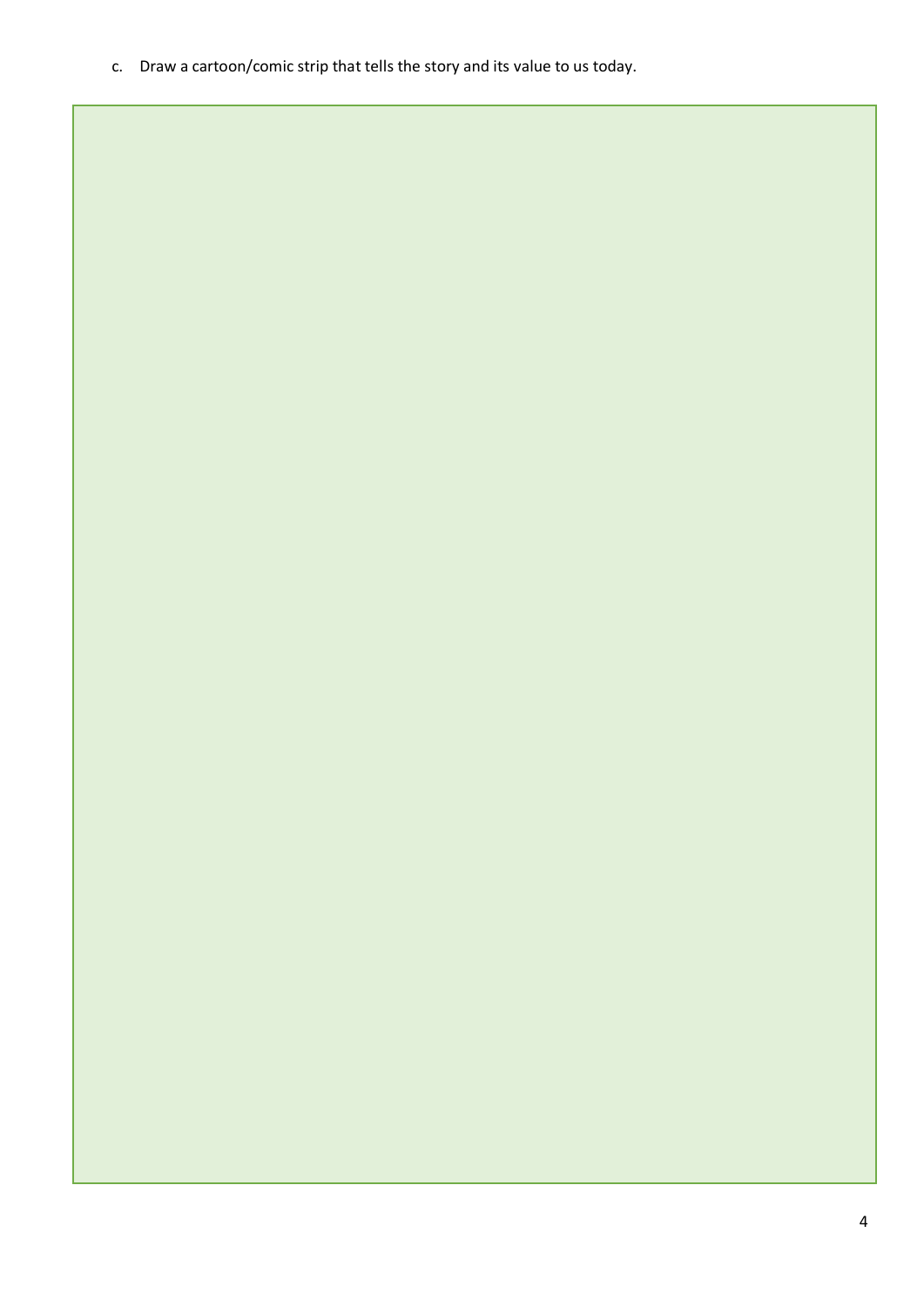c. Draw a cartoon/comic strip that tells the story and its value to us today.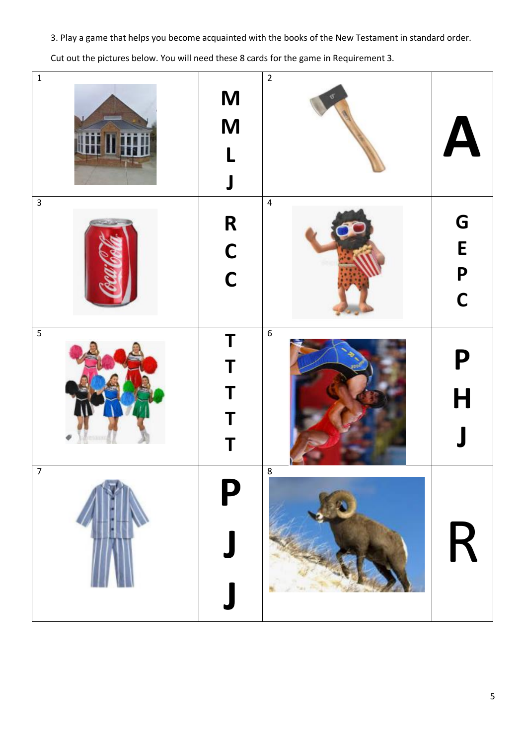3. Play a game that helps you become acquainted with the books of the New Testament in standard order.

Cut out the pictures below. You will need these 8 cards for the game in Requirement 3.

| 1 | M M L J | 2 | A |
| --- | --- | --- | --- |
| 3 | R C C | 4 | G E P C |
| 5 | T T T T T | 6 | P H J |
| 7 | P J J | 8 | R |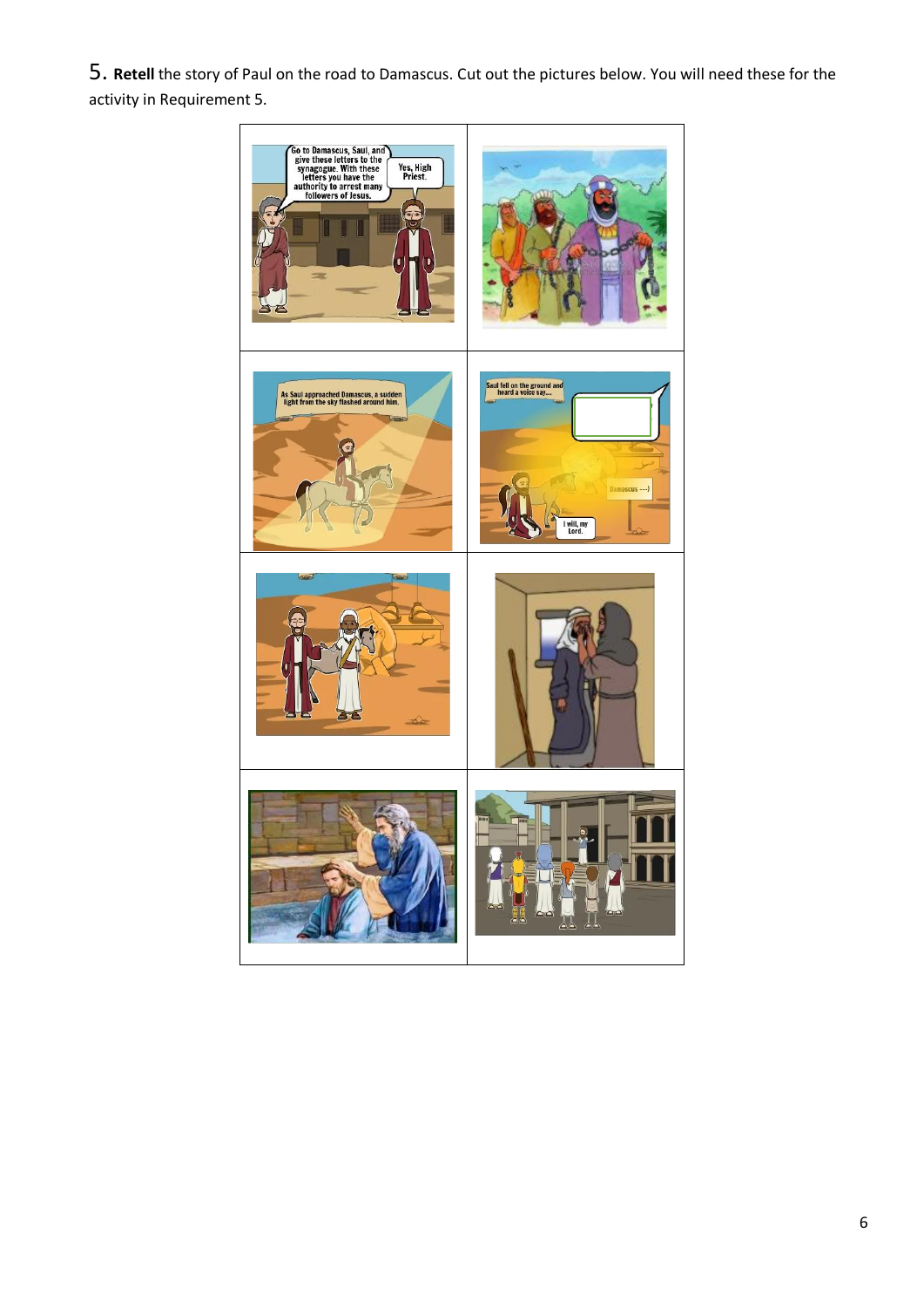5. **Retell** the story of Paul on the road to Damascus. Cut out the pictures below. You will need these for the activity in Requirement 5.